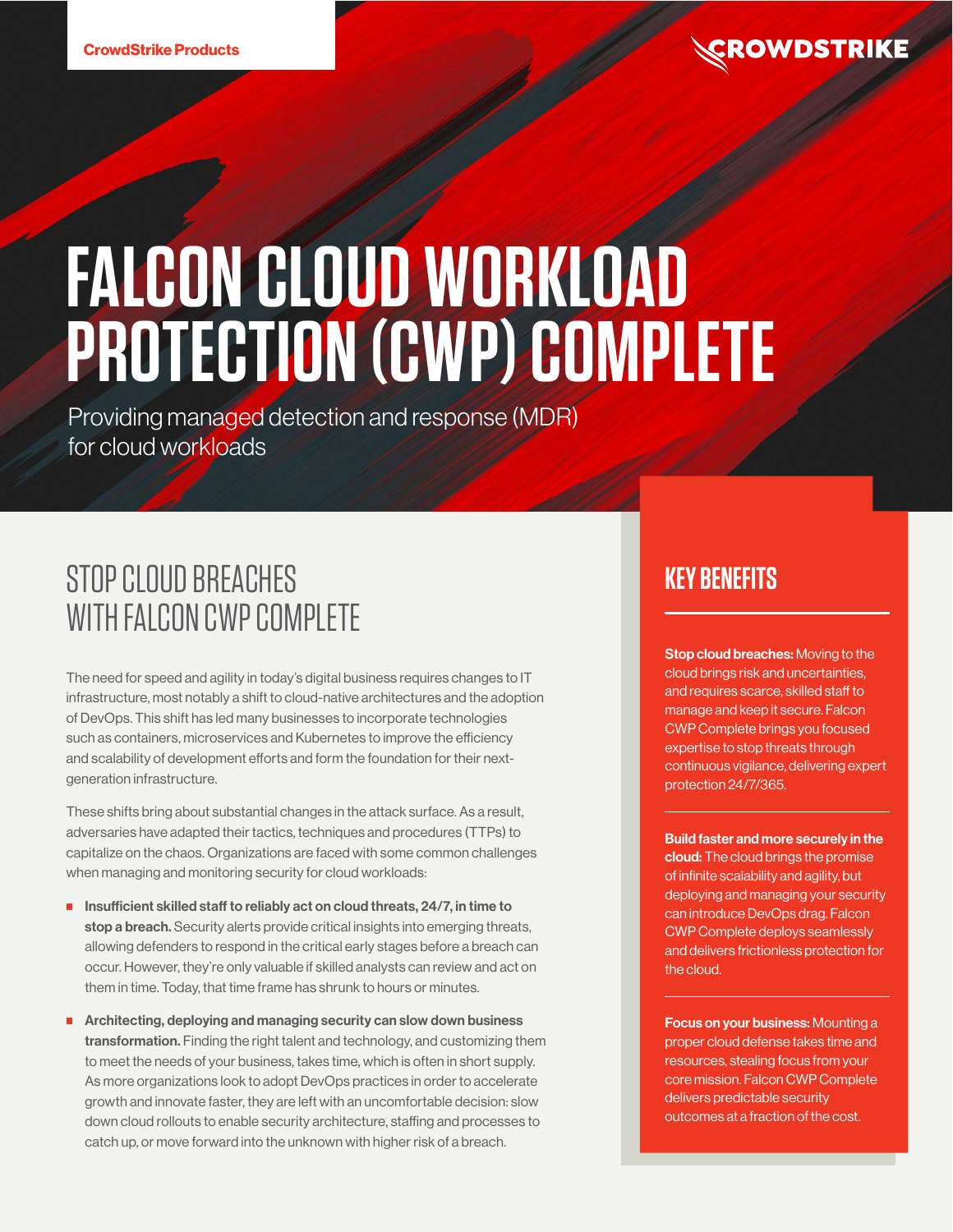CrowdStrike Products

CROWDSTRIKE

# FALCON CLOUD WORKLOAD PROTECTION (CWP) COMPLETE

Providing managed detection and response (MDR) for cloud workloads

## STOP CLOUD BREACHES WITH FALCON CWP COMPLETE

The need for speed and agility in today's digital business requires changes to IT infrastructure, most notably a shift to cloud-native architectures and the adoption of DevOps. This shift has led many businesses to incorporate technologies such as containers, microservices and Kubernetes to improve the efficiency and scalability of development efforts and form the foundation for their next-generation infrastructure.

These shifts bring about substantial changes in the attack surface. As a result, adversaries have adapted their tactics, techniques and procedures (TTPs) to capitalize on the chaos. Organizations are faced with some common challenges when managing and monitoring security for cloud workloads:

- **Insufficient skilled staff to reliably act on cloud threats, 24/7, in time to stop a breach.** Security alerts provide critical insights into emerging threats, allowing defenders to respond in the critical early stages before a breach can occur. However, they're only valuable if skilled analysts can review and act on them in time. Today, that time frame has shrunk to hours or minutes.
- **Architecting, deploying and managing security can slow down business transformation.** Finding the right talent and technology, and customizing them to meet the needs of your business, takes time, which is often in short supply. As more organizations look to adopt DevOps practices in order to accelerate growth and innovate faster, they are left with an uncomfortable decision: slow down cloud rollouts to enable security architecture, staffing and processes to catch up, or move forward into the unknown with higher risk of a breach.

## KEY BENEFITS

**Stop cloud breaches:** Moving to the cloud brings risk and uncertainties, and requires scarce, skilled staff to manage and keep it secure. Falcon CWP Complete brings you focused expertise to stop threats through continuous vigilance, delivering expert protection 24/7/365.

**Build faster and more securely in the cloud:** The cloud brings the promise of infinite scalability and agility, but deploying and managing your security can introduce DevOps drag. Falcon CWP Complete deploys seamlessly and delivers frictionless protection for the cloud.

**Focus on your business:** Mounting a proper cloud defense takes time and resources, stealing focus from your core mission. Falcon CWP Complete delivers predictable security outcomes at a fraction of the cost.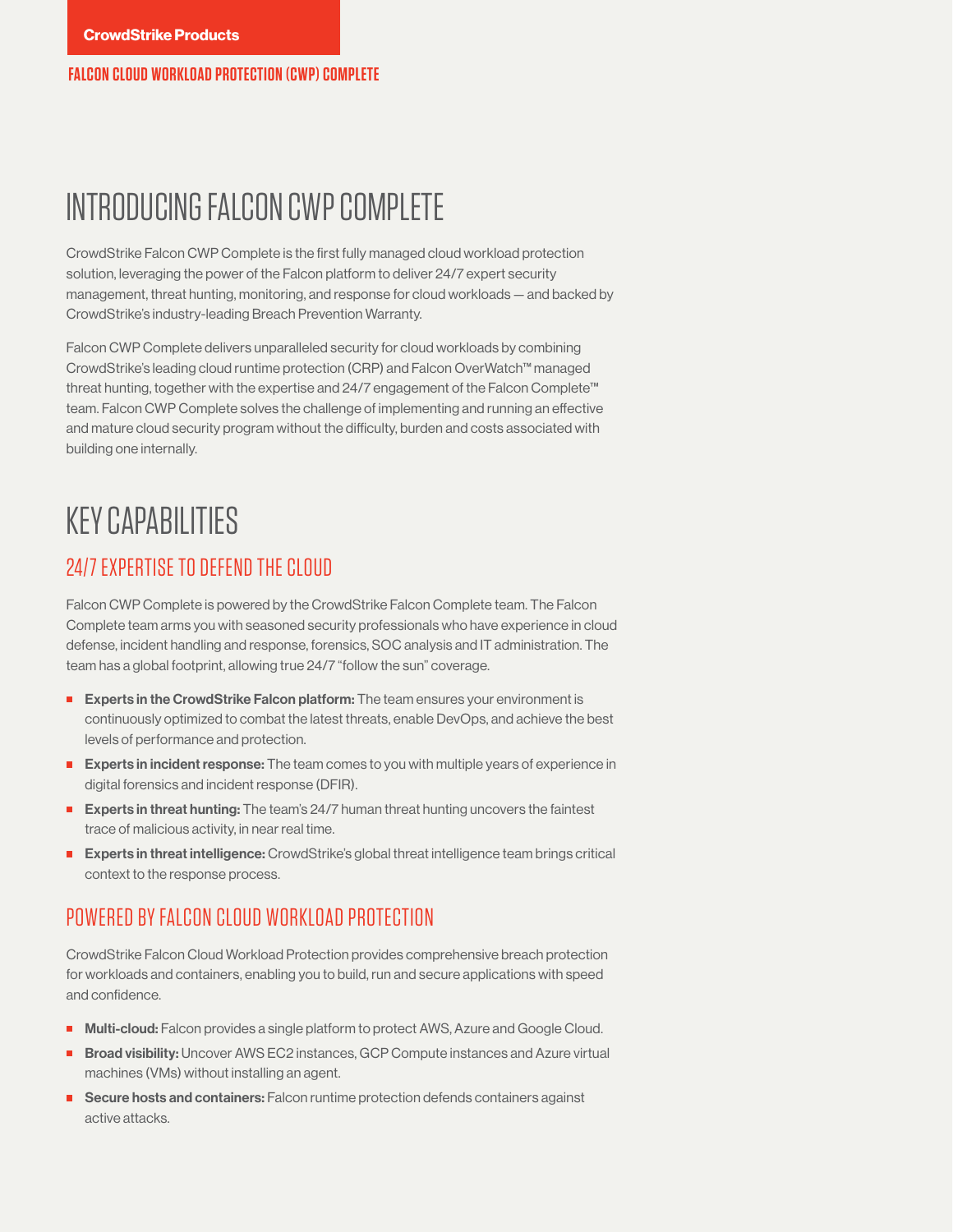# INTRODUCING FALCON CWP COMPLETE

CrowdStrike Falcon CWP Complete is the first fully managed cloud workload protection solution, leveraging the power of the Falcon platform to deliver 24/7 expert security management, threat hunting, monitoring, and response for cloud workloads — and backed by CrowdStrike's industry-leading Breach Prevention Warranty.

Falcon CWP Complete delivers unparalleled security for cloud workloads by combining CrowdStrike's leading cloud runtime protection (CRP) and Falcon OverWatch™ managed threat hunting, together with the expertise and 24/7 engagement of the Falcon Complete™ team. Falcon CWP Complete solves the challenge of implementing and running an effective and mature cloud security program without the difficulty, burden and costs associated with building one internally.

# KEY CAPABILITIES

## 24/7 EXPERTISE TO DEFEND THE CLOUD

Falcon CWP Complete is powered by the CrowdStrike Falcon Complete team. The Falcon Complete team arms you with seasoned security professionals who have experience in cloud defense, incident handling and response, forensics, SOC analysis and IT administration. The team has a global footprint, allowing true 24/7 "follow the sun" coverage.

- **Experts in the CrowdStrike Falcon platform:** The team ensures your environment is continuously optimized to combat the latest threats, enable DevOps, and achieve the best levels of performance and protection.
- **Experts in incident response:** The team comes to you with multiple years of experience in digital forensics and incident response (DFIR).
- **Experts in threat hunting:** The team's 24/7 human threat hunting uncovers the faintest trace of malicious activity, in near real time.
- **Experts in threat intelligence:** CrowdStrike's global threat intelligence team brings critical context to the response process.

## POWERED BY FALCON CLOUD WORKLOAD PROTECTION

CrowdStrike Falcon Cloud Workload Protection provides comprehensive breach protection for workloads and containers, enabling you to build, run and secure applications with speed and confidence.

- **Multi-cloud:** Falcon provides a single platform to protect AWS, Azure and Google Cloud.
- **Broad visibility:** Uncover AWS EC2 instances, GCP Compute instances and Azure virtual machines (VMs) without installing an agent.
- **Secure hosts and containers:** Falcon runtime protection defends containers against active attacks.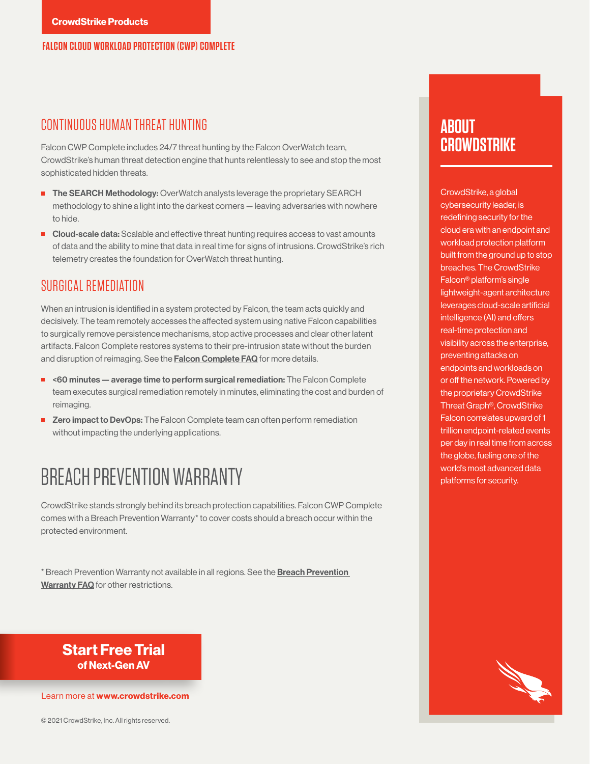CrowdStrike Products

FALCON CLOUD WORKLOAD PROTECTION (CWP) COMPLETE

## CONTINUOUS HUMAN THREAT HUNTING

Falcon CWP Complete includes 24/7 threat hunting by the Falcon OverWatch team, CrowdStrike's human threat detection engine that hunts relentlessly to see and stop the most sophisticated hidden threats.

- **The SEARCH Methodology:** OverWatch analysts leverage the proprietary SEARCH methodology to shine a light into the darkest corners — leaving adversaries with nowhere to hide.
- **Cloud-scale data:** Scalable and effective threat hunting requires access to vast amounts of data and the ability to mine that data in real time for signs of intrusions. CrowdStrike's rich telemetry creates the foundation for OverWatch threat hunting.

## SURGICAL REMEDIATION

When an intrusion is identified in a system protected by Falcon, the team acts quickly and decisively. The team remotely accesses the affected system using native Falcon capabilities to surgically remove persistence mechanisms, stop active processes and clear other latent artifacts. Falcon Complete restores systems to their pre-intrusion state without the burden and disruption of reimaging. See the **Falcon Complete FAQ** for more details.

- **<60 minutes — average time to perform surgical remediation:** The Falcon Complete team executes surgical remediation remotely in minutes, eliminating the cost and burden of reimaging.
- **Zero impact to DevOps:** The Falcon Complete team can often perform remediation without impacting the underlying applications.

# BREACH PREVENTION WARRANTY

CrowdStrike stands strongly behind its breach protection capabilities. Falcon CWP Complete comes with a Breach Prevention Warranty* to cover costs should a breach occur within the protected environment.

* Breach Prevention Warranty not available in all regions. See the **Breach Prevention Warranty FAQ** for other restrictions.

## ABOUT CROWDSTRIKE

CrowdStrike, a global cybersecurity leader, is redefining security for the cloud era with an endpoint and workload protection platform built from the ground up to stop breaches. The CrowdStrike Falcon® platform's single lightweight-agent architecture leverages cloud-scale artificial intelligence (AI) and offers real-time protection and visibility across the enterprise, preventing attacks on endpoints and workloads on or off the network. Powered by the proprietary CrowdStrike Threat Graph®, CrowdStrike Falcon correlates upward of 1 trillion endpoint-related events per day in real time from across the globe, fueling one of the world's most advanced data platforms for security.

**Start Free Trial**
**of Next-Gen AV**

Learn more at **www.crowdstrike.com**

© 2021 CrowdStrike, Inc. All rights reserved.